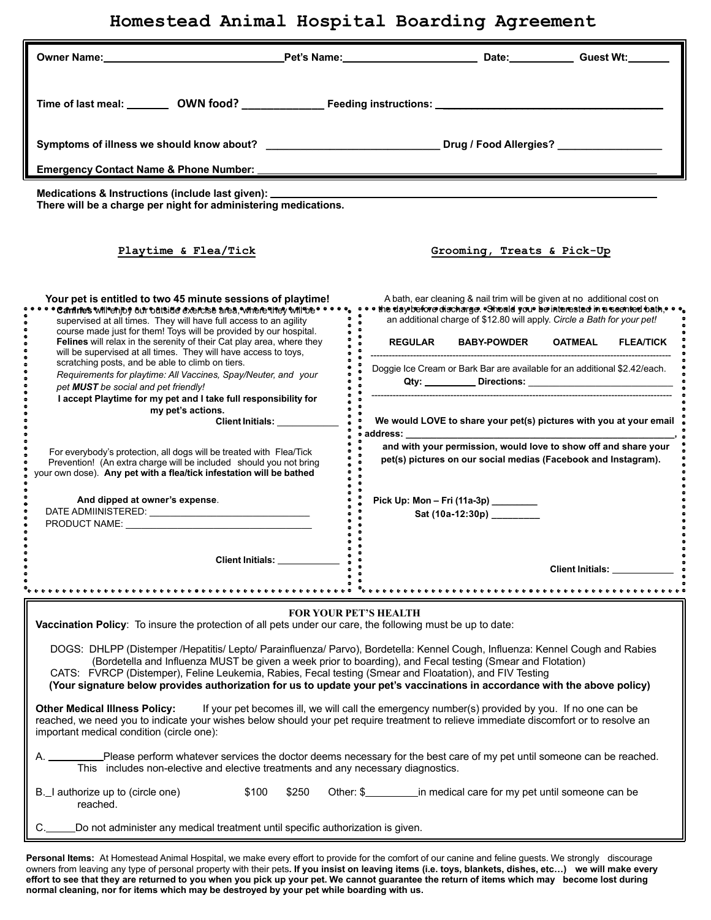# Homestead Animal Hospital Boarding Agreement

**Owner Name:** ______________________________ **Pet's Name:** ______________________ **Date:** ___________ **Guest Wt:** _______

**Time of last meal:** _______ **OWN food?** _____________ **Feeding instructions:** ____________________________________

**Symptoms of illness we should know about?** _____________________________ **Drug / Food Allergies?** _________________

**Emergency Contact Name & Phone Number:** ______________________________________________________________

**Medications & Instructions (include last given):** ______________________________________________________________
**There will be a charge per night for administering medications.**

## Playtime & Flea/Tick

**Your pet is entitled to two 45 minute sessions of playtime!**

**Canines** will enjoy our outside exercise area, where they will be supervised at all times. They will have full access to an agility course made just for them! Toys will be provided by our hospital. **Felines** will relax in the serenity of their Cat play area, where they will be supervised at all times. They will have access to toys, scratching posts, and be able to climb on tiers.

*Requirements for playtime: All Vaccines, Spay/Neuter, and your pet **MUST** be social and pet friendly!*

**I accept Playtime for my pet and I take full responsibility for my pet's actions.**

**Client Initials:** ____________

For everybody's protection, all dogs will be treated with Flea/Tick Prevention! (An extra charge will be included should you not bring your own dose). **Any pet with a flea/tick infestation will be bathed And dipped at owner's expense**.

DATE ADMIINISTERED: ______________________________

PRODUCT NAME: ________________________________

**Client Initials:** ____________

## Grooming, Treats & Pick-Up

A bath, ear cleaning & nail trim will be given at no additional cost on the day before discharge. Should you be interested in a scented bath, an additional charge of $12.80 will apply. *Circle a Bath for your pet!*

**REGULAR  BABY-POWDER  OATMEAL  FLEA/TICK**

Doggie Ice Cream or Bark Bar are available for an additional $2.42/each.

**Qty:** _________ **Directions:** ___________________________

**We would LOVE to share your pet(s) pictures with you at your email address:** ______________________________________________,

**and with your permission, would love to show off and share your pet(s) pictures on our social medias (Facebook and Instagram).**

**Pick Up: Mon – Fri (11a-3p)** _________

**Sat (10a-12:30p)** _________

**Client Initials:** ____________

## FOR YOUR PET'S HEALTH

**Vaccination Policy**: To insure the protection of all pets under our care, the following must be up to date:

DOGS: DHLPP (Distemper /Hepatitis/ Lepto/ Parainfluenza/ Parvo), Bordetella: Kennel Cough, Influenza: Kennel Cough and Rabies (Bordetella and Influenza MUST be given a week prior to boarding), and Fecal testing (Smear and Flotation)

CATS: FVRCP (Distemper), Feline Leukemia, Rabies, Fecal testing (Smear and Floatation), and FIV Testing

**(Your signature below provides authorization for us to update your pet's vaccinations in accordance with the above policy)**

**Other Medical Illness Policy:** If your pet becomes ill, we will call the emergency number(s) provided by you. If no one can be reached, we need you to indicate your wishes below should your pet require treatment to relieve immediate discomfort or to resolve an important medical condition (circle one):

A. _________Please perform whatever services the doctor deems necessary for the best care of my pet until someone can be reached. This includes non-elective and elective treatments and any necessary diagnostics.

B._I authorize up to (circle one) $100 $250 Other: $_________in medical care for my pet until someone can be reached.

C._____Do not administer any medical treatment until specific authorization is given.

**Personal Items:** At Homestead Animal Hospital, we make every effort to provide for the comfort of our canine and feline guests. We strongly discourage owners from leaving any type of personal property with their pets**. If you insist on leaving items (i.e. toys, blankets, dishes, etc…) we will make every effort to see that they are returned to you when you pick up your pet. We cannot guarantee the return of items which may become lost during normal cleaning, nor for items which may be destroyed by your pet while boarding with us.**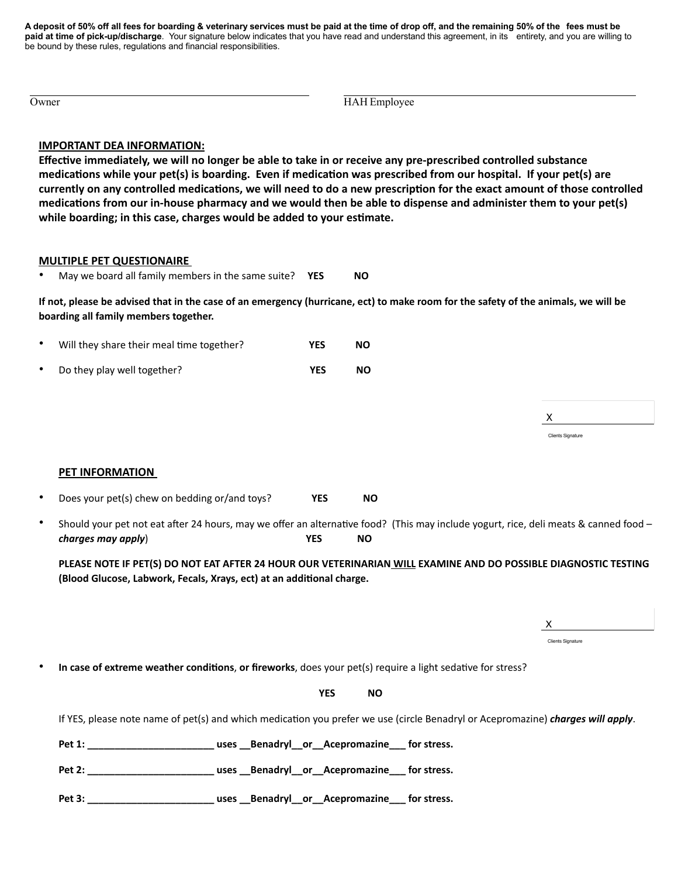**A deposit of 50% off all fees for boarding & veterinary services must be paid at the time of drop off, and the remaining 50% of the fees must be paid at time of pick-up/discharge**. Your signature below indicates that you have read and understand this agreement, in its entirety, and you are willing to be bound by these rules, regulations and financial responsibilities.

______________________________ ______________________________
Owner HAH Employee

**IMPORTANT DEA INFORMATION:**

**Effective immediately, we will no longer be able to take in or receive any pre-prescribed controlled substance medications while your pet(s) is boarding. Even if medication was prescribed from our hospital. If your pet(s) are currently on any controlled medications, we will need to do a new prescription for the exact amount of those controlled medications from our in-house pharmacy and we would then be able to dispense and administer them to your pet(s) while boarding; in this case, charges would be added to your estimate.**

**MULTIPLE PET QUESTIONAIRE**

- May we board all family members in the same suite? **YES** **NO**

**If not, please be advised that in the case of an emergency (hurricane, ect) to make room for the safety of the animals, we will be boarding all family members together.**

- Will they share their meal time together? **YES** **NO**
- Do they play well together? **YES** **NO**

X ____________________
Clients Signature

**PET INFORMATION**

- Does your pet(s) chew on bedding or/and toys? **YES** **NO**
- Should your pet not eat after 24 hours, may we offer an alternative food? (This may include yogurt, rice, deli meats & canned food – ***charges may apply***) **YES** **NO**

**PLEASE NOTE IF PET(S) DO NOT EAT AFTER 24 HOUR OUR VETERINARIAN WILL EXAMINE AND DO POSSIBLE DIAGNOSTIC TESTING (Blood Glucose, Labwork, Fecals, Xrays, ect) at an additional charge.**

X ____________________
Clients Signature

- **In case of extreme weather conditions**, **or fireworks**, does your pet(s) require a light sedative for stress?

**YES** **NO**

If YES, please note name of pet(s) and which medication you prefer we use (circle Benadryl or Acepromazine) ***charges will apply***.

**Pet 1: _______________________ uses __Benadryl__or__Acepromazine___ for stress.**

**Pet 2: _______________________ uses __Benadryl__or__Acepromazine___ for stress.**

**Pet 3: _______________________ uses __Benadryl__or__Acepromazine___ for stress.**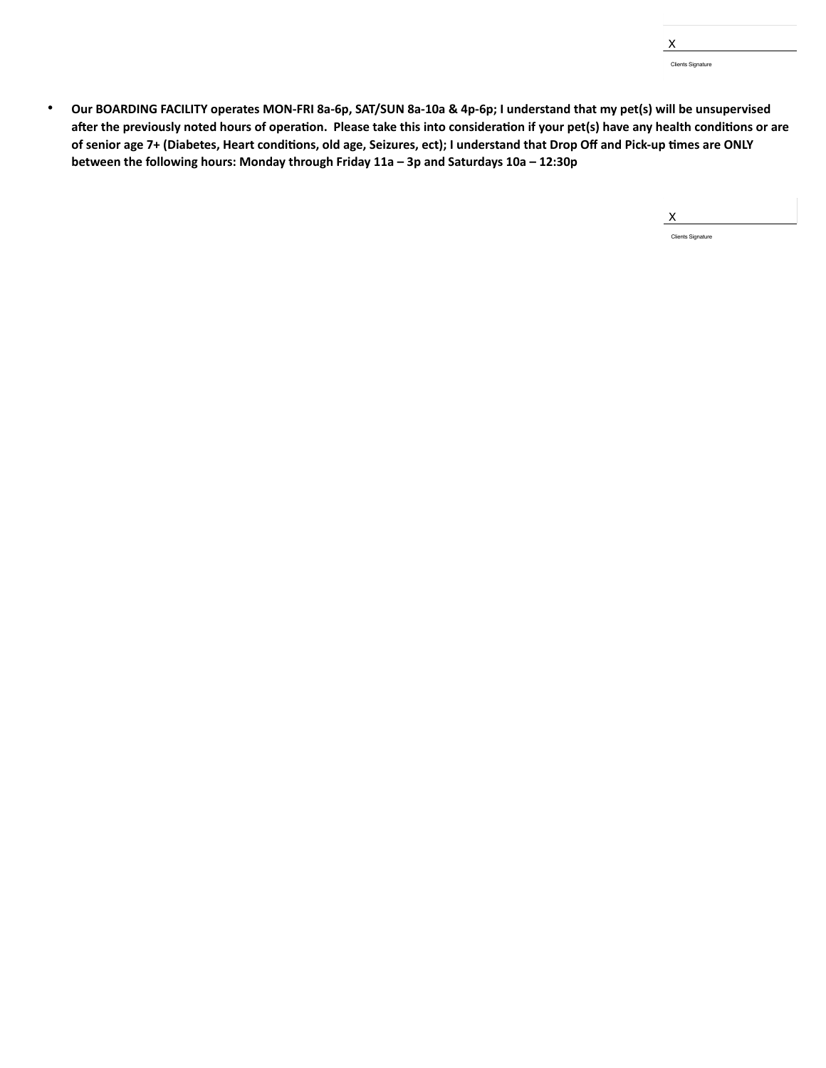X

Clients Signature

- **Our BOARDING FACILITY operates MON-FRI 8a-6p, SAT/SUN 8a-10a & 4p-6p; I understand that my pet(s) will be unsupervised after the previously noted hours of operation. Please take this into consideration if your pet(s) have any health conditions or are of senior age 7+ (Diabetes, Heart conditions, old age, Seizures, ect); I understand that Drop Off and Pick-up times are ONLY between the following hours: Monday through Friday 11a – 3p and Saturdays 10a – 12:30p**

X

Clients Signature